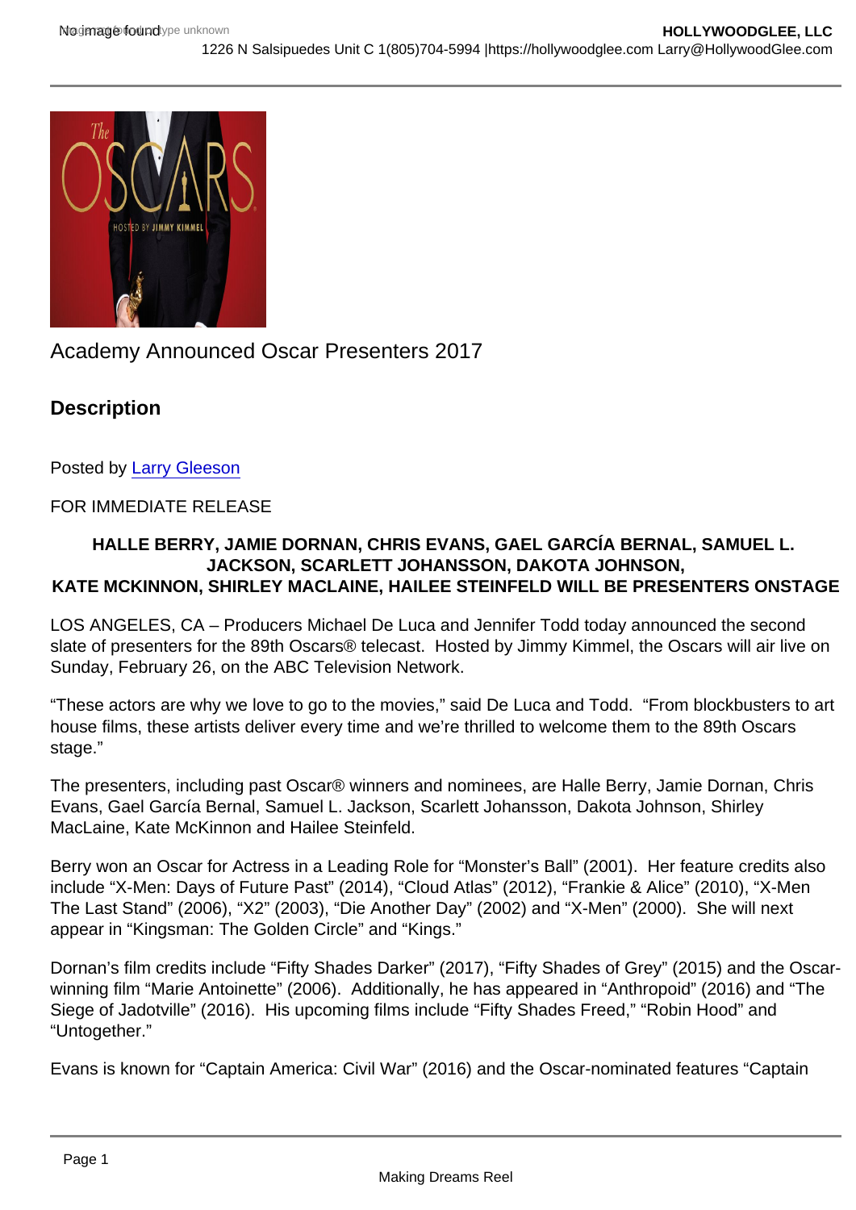Academy Announced Oscar Presenters 2017

## Description

Posted by Larry Gleeson

FOR IMMEDIATE RELEASE

**HALLE BERRY, JAMIE DORNAN, CHRIS EVANS, GAEL GARCÍA BERNAL, SAMUEL L. JACKSON, SCARLETT JOHANSSON, DAKOTA JOHNSON, KATE MCKINNON, SHIRLEY MACLAINE, HAILEE STEINFELD WILL BE PRESENTERS ONSTAGE**

LOS ANGELES, CA – Producers Michael De Luca and Jennifer Todd today announced the second slate of presenters for the 89th Oscars® telecast. Hosted by Jimmy Kimmel, the Oscars will air live on Sunday, February 26, on the ABC Television Network.

"These actors are why we love to go to the movies," said De Luca and Todd. "From blockbusters to art house films, these artists deliver every time and we're thrilled to welcome them to the 89th Oscars stage."

The presenters, including past Oscar® winners and nominees, are Halle Berry, Jamie Dornan, Chris Evans, Gael García Bernal, Samuel L. Jackson, Scarlett Johansson, Dakota Johnson, Shirley MacLaine, Kate McKinnon and Hailee Steinfeld.

Berry won an Oscar for Actress in a Leading Role for "Monster's Ball" (2001). Her feature credits also include "X-Men: Days of Future Past" (2014), "Cloud Atlas" (2012), "Frankie & Alice" (2010), "X-Men The Last Stand" (2006), "X2" (2003), "Die Another Day" (2002) and "X-Men" (2000). She will next appear in "Kingsman: The Golden Circle" and "Kings."

Dornan's film credits include "Fifty Shades Darker" (2017), "Fifty Shades of Grey" (2015) and the Oscar-winning film "Marie Antoinette" (2006). Additionally, he has appeared in "Anthropoid" (2016) and "The Siege of Jadotville" (2016). His upcoming films include "Fifty Shades Freed," "Robin Hood" and "Untogether."

Evans is known for "Captain America: Civil War" (2016) and the Oscar-nominated features "Captain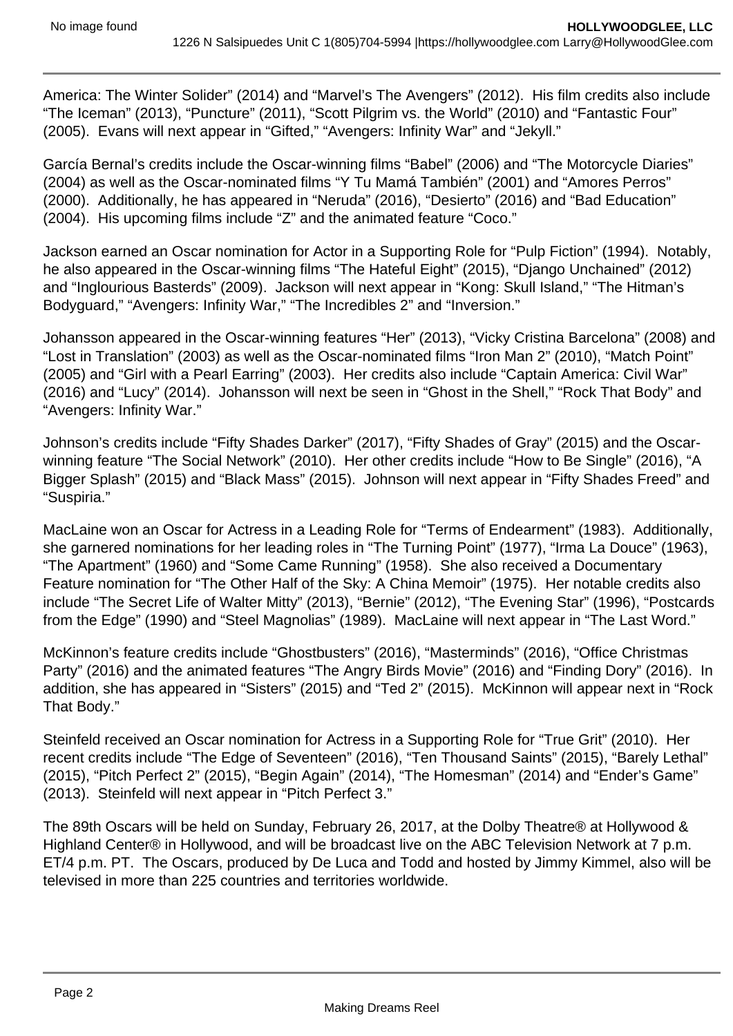America: The Winter Solider" (2014) and "Marvel's The Avengers" (2012). His film credits also include "The Iceman" (2013), "Puncture" (2011), "Scott Pilgrim vs. the World" (2010) and "Fantastic Four" (2005). Evans will next appear in "Gifted," "Avengers: Infinity War" and "Jekyll."

García Bernal's credits include the Oscar-winning films "Babel" (2006) and "The Motorcycle Diaries" (2004) as well as the Oscar-nominated films "Y Tu Mamá También" (2001) and "Amores Perros" (2000). Additionally, he has appeared in "Neruda" (2016), "Desierto" (2016) and "Bad Education" (2004). His upcoming films include "Z" and the animated feature "Coco."

Jackson earned an Oscar nomination for Actor in a Supporting Role for "Pulp Fiction" (1994). Notably, he also appeared in the Oscar-winning films "The Hateful Eight" (2015), "Django Unchained" (2012) and "Inglourious Basterds" (2009). Jackson will next appear in "Kong: Skull Island," "The Hitman's Bodyguard," "Avengers: Infinity War," "The Incredibles 2" and "Inversion."

Johansson appeared in the Oscar-winning features "Her" (2013), "Vicky Cristina Barcelona" (2008) and "Lost in Translation" (2003) as well as the Oscar-nominated films "Iron Man 2" (2010), "Match Point" (2005) and "Girl with a Pearl Earring" (2003). Her credits also include "Captain America: Civil War" (2016) and "Lucy" (2014). Johansson will next be seen in "Ghost in the Shell," "Rock That Body" and "Avengers: Infinity War."

Johnson's credits include "Fifty Shades Darker" (2017), "Fifty Shades of Gray" (2015) and the Oscar-winning feature "The Social Network" (2010). Her other credits include "How to Be Single" (2016), "A Bigger Splash" (2015) and "Black Mass" (2015). Johnson will next appear in "Fifty Shades Freed" and "Suspiria."

MacLaine won an Oscar for Actress in a Leading Role for "Terms of Endearment" (1983). Additionally, she garnered nominations for her leading roles in "The Turning Point" (1977), "Irma La Douce" (1963), "The Apartment" (1960) and "Some Came Running" (1958). She also received a Documentary Feature nomination for "The Other Half of the Sky: A China Memoir" (1975). Her notable credits also include "The Secret Life of Walter Mitty" (2013), "Bernie" (2012), "The Evening Star" (1996), "Postcards from the Edge" (1990) and "Steel Magnolias" (1989). MacLaine will next appear in "The Last Word."

McKinnon's feature credits include "Ghostbusters" (2016), "Masterminds" (2016), "Office Christmas Party" (2016) and the animated features "The Angry Birds Movie" (2016) and "Finding Dory" (2016). In addition, she has appeared in "Sisters" (2015) and "Ted 2" (2015). McKinnon will appear next in "Rock That Body."

Steinfeld received an Oscar nomination for Actress in a Supporting Role for "True Grit" (2010). Her recent credits include "The Edge of Seventeen" (2016), "Ten Thousand Saints" (2015), "Barely Lethal" (2015), "Pitch Perfect 2" (2015), "Begin Again" (2014), "The Homesman" (2014) and "Ender's Game" (2013). Steinfeld will next appear in "Pitch Perfect 3."

The 89th Oscars will be held on Sunday, February 26, 2017, at the Dolby Theatre® at Hollywood & Highland Center® in Hollywood, and will be broadcast live on the ABC Television Network at 7 p.m. ET/4 p.m. PT. The Oscars, produced by De Luca and Todd and hosted by Jimmy Kimmel, also will be televised in more than 225 countries and territories worldwide.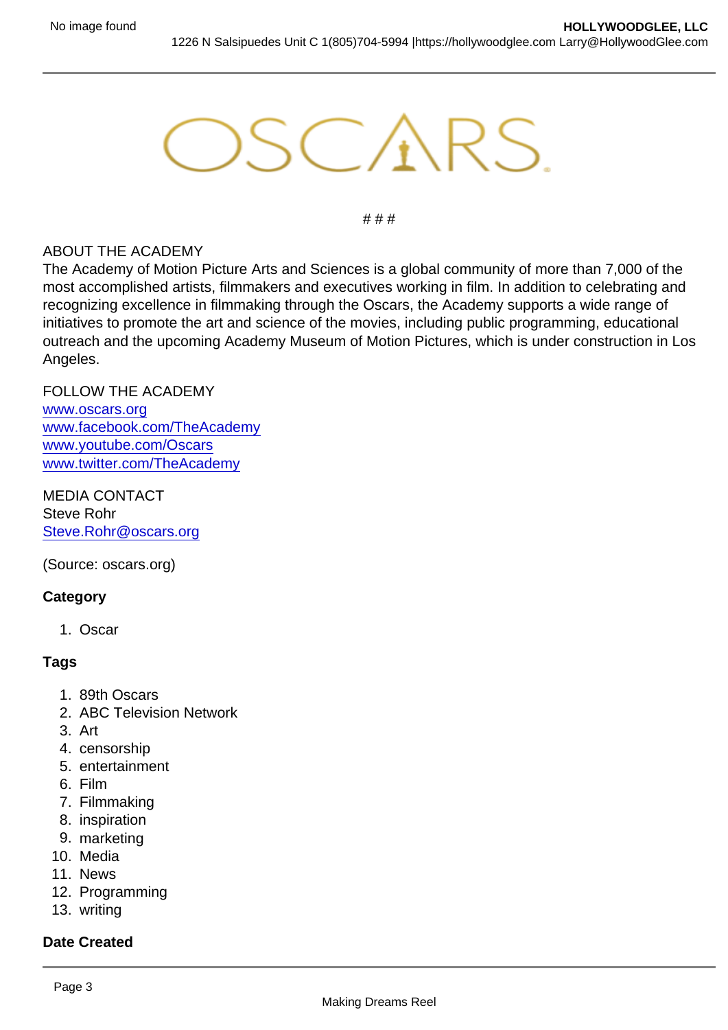# # #

ABOUT THE ACADEMY
The Academy of Motion Picture Arts and Sciences is a global community of more than 7,000 of the most accomplished artists, filmmakers and executives working in film. In addition to celebrating and recognizing excellence in filmmaking through the Oscars, the Academy supports a wide range of initiatives to promote the art and science of the movies, including public programming, educational outreach and the upcoming Academy Museum of Motion Pictures, which is under construction in Los Angeles.

FOLLOW THE ACADEMY
www.oscars.org
www.facebook.com/TheAcademy
www.youtube.com/Oscars
www.twitter.com/TheAcademy

MEDIA CONTACT
Steve Rohr
Steve.Rohr@oscars.org

(Source: oscars.org)

**Category**

1. Oscar

**Tags**

1. 89th Oscars
2. ABC Television Network
3. Art
4. censorship
5. entertainment
6. Film
7. Filmmaking
8. inspiration
9. marketing
10. Media
11. News
12. Programming
13. writing

**Date Created**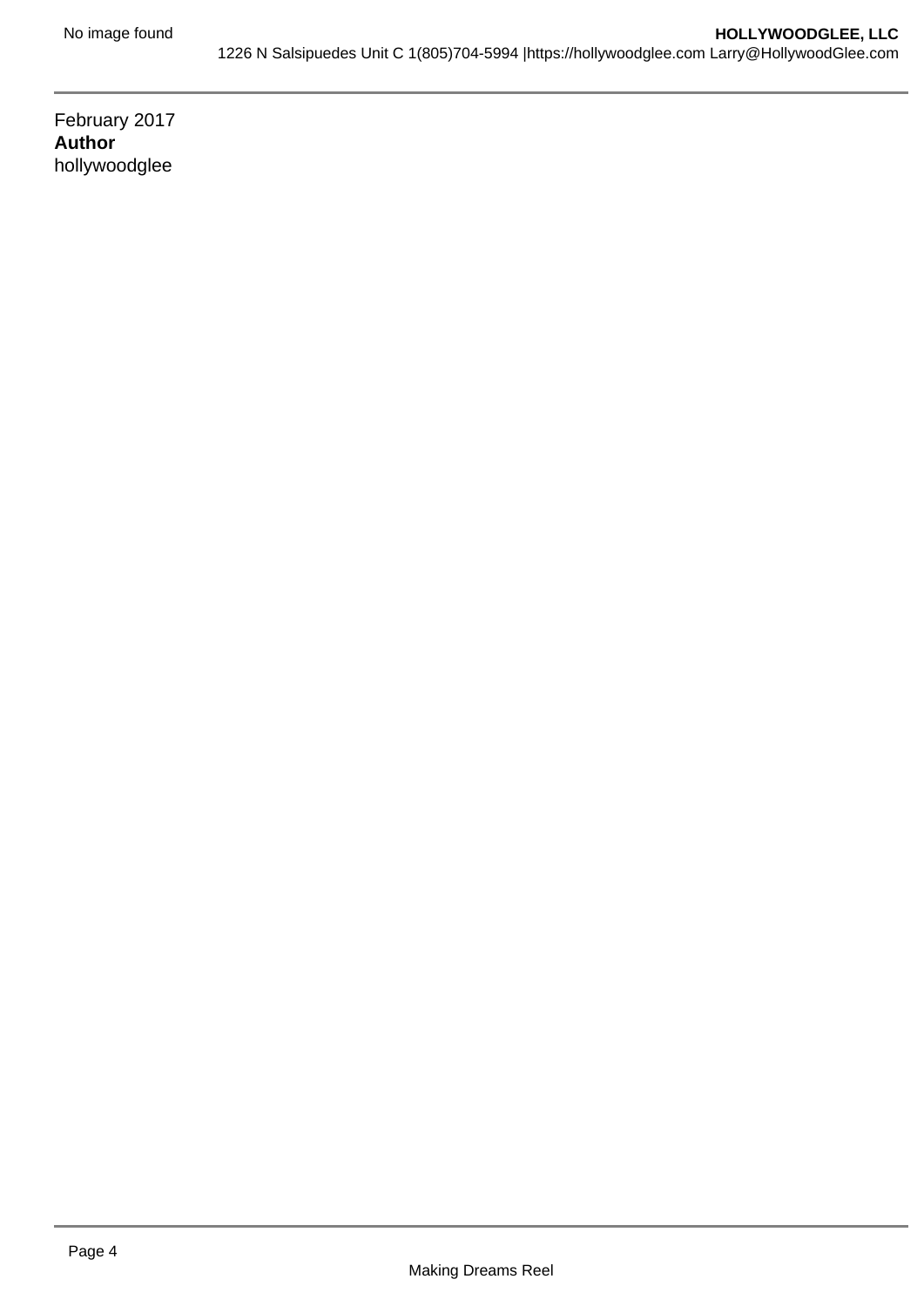February 2017
**Author**
hollywoodglee